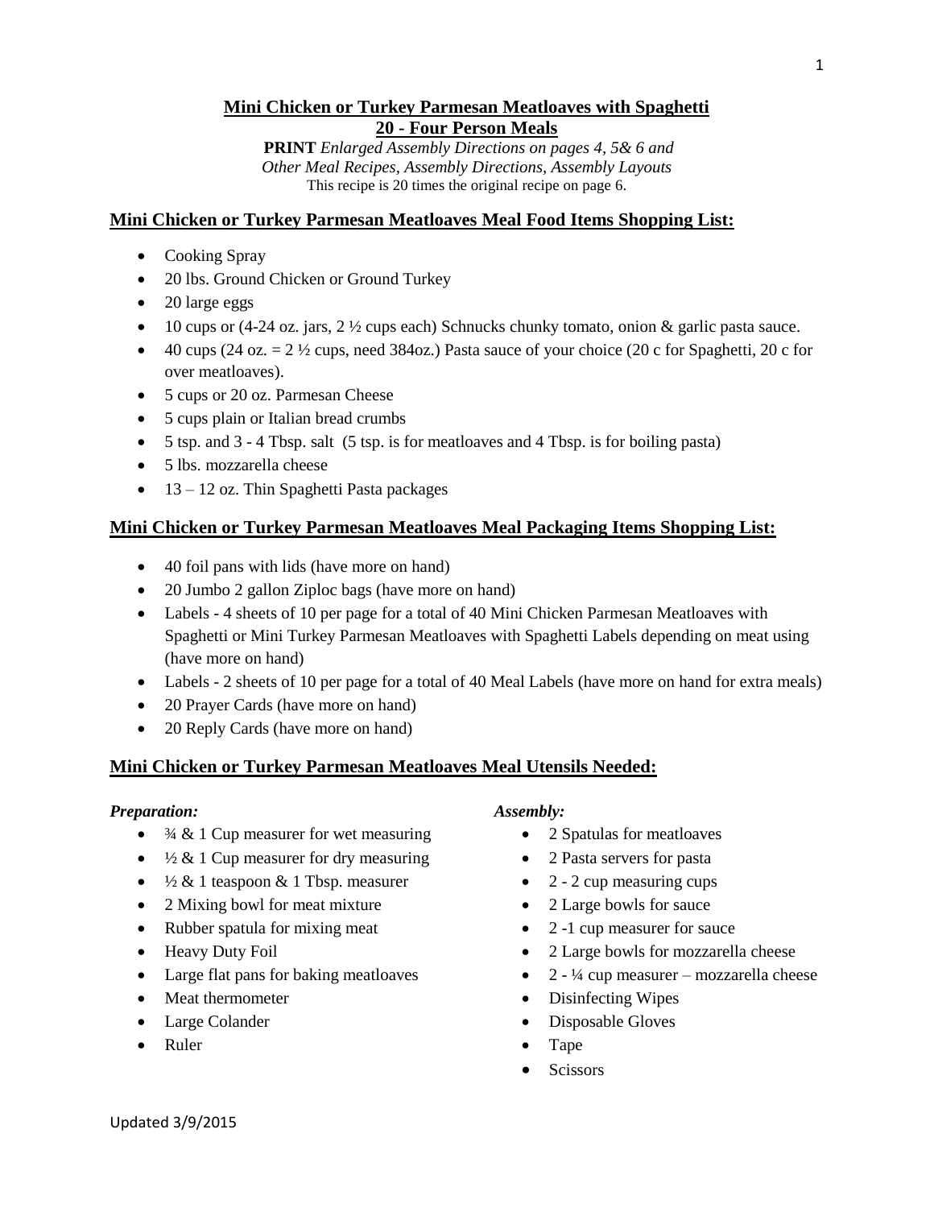# Mini Chicken or Turkey Parmesan Meatloaves with Spaghetti

## 20 - Four Person Meals

**PRINT** *Enlarged Assembly Directions on pages 4, 5& 6 and Other Meal Recipes, Assembly Directions, Assembly Layouts*

This recipe is 20 times the original recipe on page 6.

## Mini Chicken or Turkey Parmesan Meatloaves Meal Food Items Shopping List:

- Cooking Spray
- 20 lbs. Ground Chicken or Ground Turkey
- 20 large eggs
- 10 cups or (4-24 oz. jars, 2 ½ cups each) Schnucks chunky tomato, onion & garlic pasta sauce.
- 40 cups (24 oz. = 2 ½ cups, need 384oz.) Pasta sauce of your choice (20 c for Spaghetti, 20 c for over meatloaves).
- 5 cups or 20 oz. Parmesan Cheese
- 5 cups plain or Italian bread crumbs
- 5 tsp. and 3 - 4 Tbsp. salt (5 tsp. is for meatloaves and 4 Tbsp. is for boiling pasta)
- 5 lbs. mozzarella cheese
- 13 – 12 oz. Thin Spaghetti Pasta packages

## Mini Chicken or Turkey Parmesan Meatloaves Meal Packaging Items Shopping List:

- 40 foil pans with lids (have more on hand)
- 20 Jumbo 2 gallon Ziploc bags (have more on hand)
- Labels - 4 sheets of 10 per page for a total of 40 Mini Chicken Parmesan Meatloaves with Spaghetti or Mini Turkey Parmesan Meatloaves with Spaghetti Labels depending on meat using (have more on hand)
- Labels - 2 sheets of 10 per page for a total of 40 Meal Labels (have more on hand for extra meals)
- 20 Prayer Cards (have more on hand)
- 20 Reply Cards (have more on hand)

## Mini Chicken or Turkey Parmesan Meatloaves Meal Utensils Needed:

***Preparation:***

- ¾ & 1 Cup measurer for wet measuring
- ½ & 1 Cup measurer for dry measuring
- ½ & 1 teaspoon & 1 Tbsp. measurer
- 2 Mixing bowl for meat mixture
- Rubber spatula for mixing meat
- Heavy Duty Foil
- Large flat pans for baking meatloaves
- Meat thermometer
- Large Colander
- Ruler

***Assembly:***

- 2 Spatulas for meatloaves
- 2 Pasta servers for pasta
- 2 - 2 cup measuring cups
- 2 Large bowls for sauce
- 2 -1 cup measurer for sauce
- 2 Large bowls for mozzarella cheese
- 2 - ¼ cup measurer – mozzarella cheese
- Disinfecting Wipes
- Disposable Gloves
- Tape
- Scissors

Updated 3/9/2015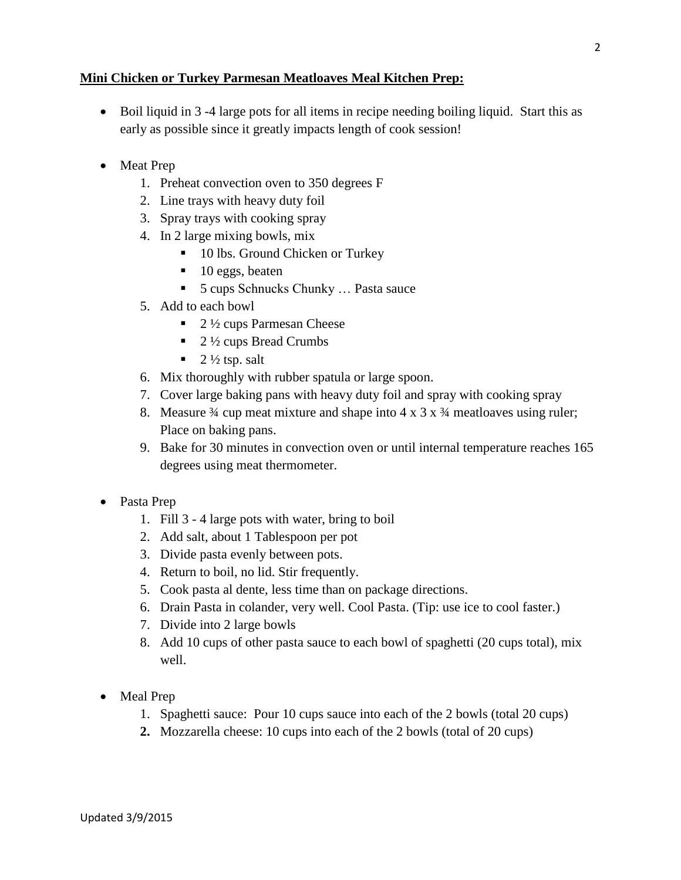**<u>Mini Chicken or Turkey Parmesan Meatloaves Meal Kitchen Prep:</u>**

- Boil liquid in 3 -4 large pots for all items in recipe needing boiling liquid. Start this as early as possible since it greatly impacts length of cook session!

- Meat Prep
  1. Preheat convection oven to 350 degrees F
  2. Line trays with heavy duty foil
  3. Spray trays with cooking spray
  4. In 2 large mixing bowls, mix
     - 10 lbs. Ground Chicken or Turkey
     - 10 eggs, beaten
     - 5 cups Schnucks Chunky … Pasta sauce
  5. Add to each bowl
     - 2 ½ cups Parmesan Cheese
     - 2 ½ cups Bread Crumbs
     - 2 ½ tsp. salt
  6. Mix thoroughly with rubber spatula or large spoon.
  7. Cover large baking pans with heavy duty foil and spray with cooking spray
  8. Measure ¾ cup meat mixture and shape into 4 x 3 x ¾ meatloaves using ruler; Place on baking pans.
  9. Bake for 30 minutes in convection oven or until internal temperature reaches 165 degrees using meat thermometer.

- Pasta Prep
  1. Fill 3 - 4 large pots with water, bring to boil
  2. Add salt, about 1 Tablespoon per pot
  3. Divide pasta evenly between pots.
  4. Return to boil, no lid. Stir frequently.
  5. Cook pasta al dente, less time than on package directions.
  6. Drain Pasta in colander, very well. Cool Pasta. (Tip: use ice to cool faster.)
  7. Divide into 2 large bowls
  8. Add 10 cups of other pasta sauce to each bowl of spaghetti (20 cups total), mix well.

- Meal Prep
  1. Spaghetti sauce: Pour 10 cups sauce into each of the 2 bowls (total 20 cups)
  2. Mozzarella cheese: 10 cups into each of the 2 bowls (total of 20 cups)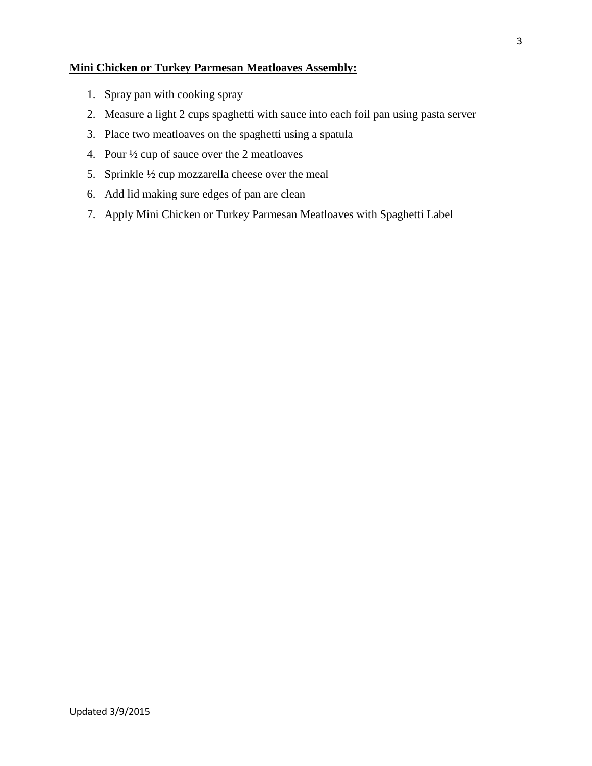**<u>Mini Chicken or Turkey Parmesan Meatloaves Assembly:</u>**

1. Spray pan with cooking spray
2. Measure a light 2 cups spaghetti with sauce into each foil pan using pasta server
3. Place two meatloaves on the spaghetti using a spatula
4. Pour ½ cup of sauce over the 2 meatloaves
5. Sprinkle ½ cup mozzarella cheese over the meal
6. Add lid making sure edges of pan are clean
7. Apply Mini Chicken or Turkey Parmesan Meatloaves with Spaghetti Label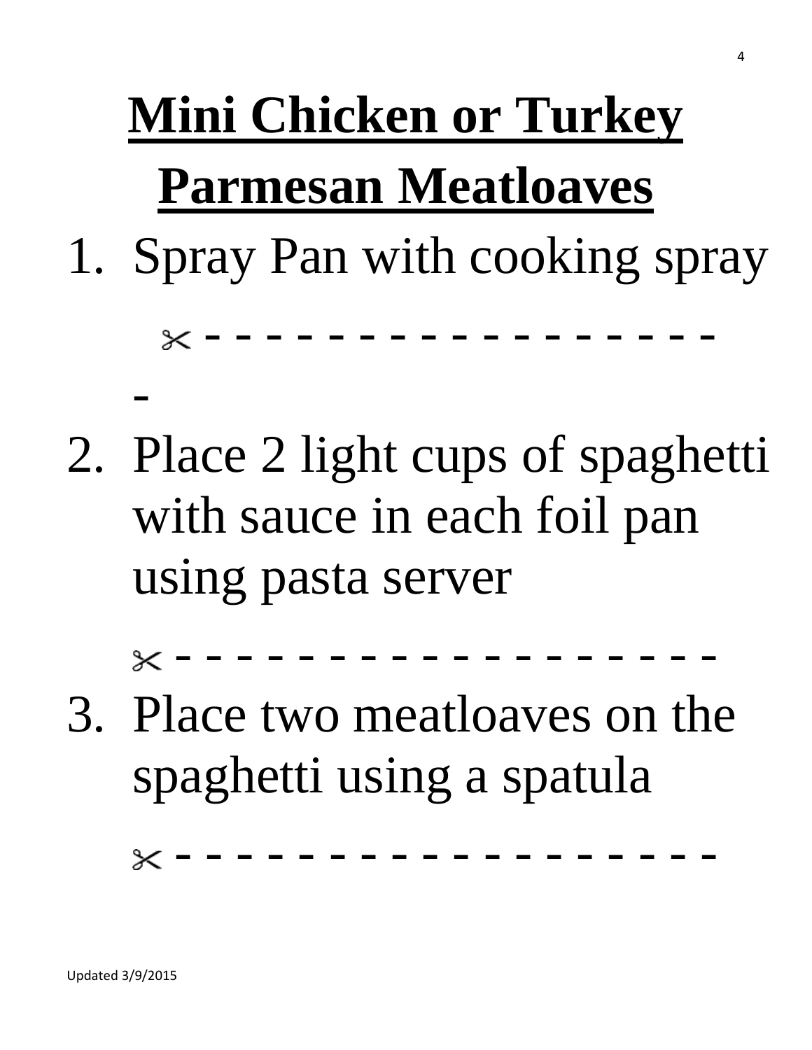# Mini Chicken or Turkey Parmesan Meatloaves

1. Spray Pan with cooking spray

✂ - - - - - - - - - - - - - - - - - - - -

2. Place 2 light cups of spaghetti with sauce in each foil pan using pasta server

✂ - - - - - - - - - - - - - - - - - - -

3. Place two meatloaves on the spaghetti using a spatula

✂ - - - - - - - - - - - - - - - - - - -

Updated 3/9/2015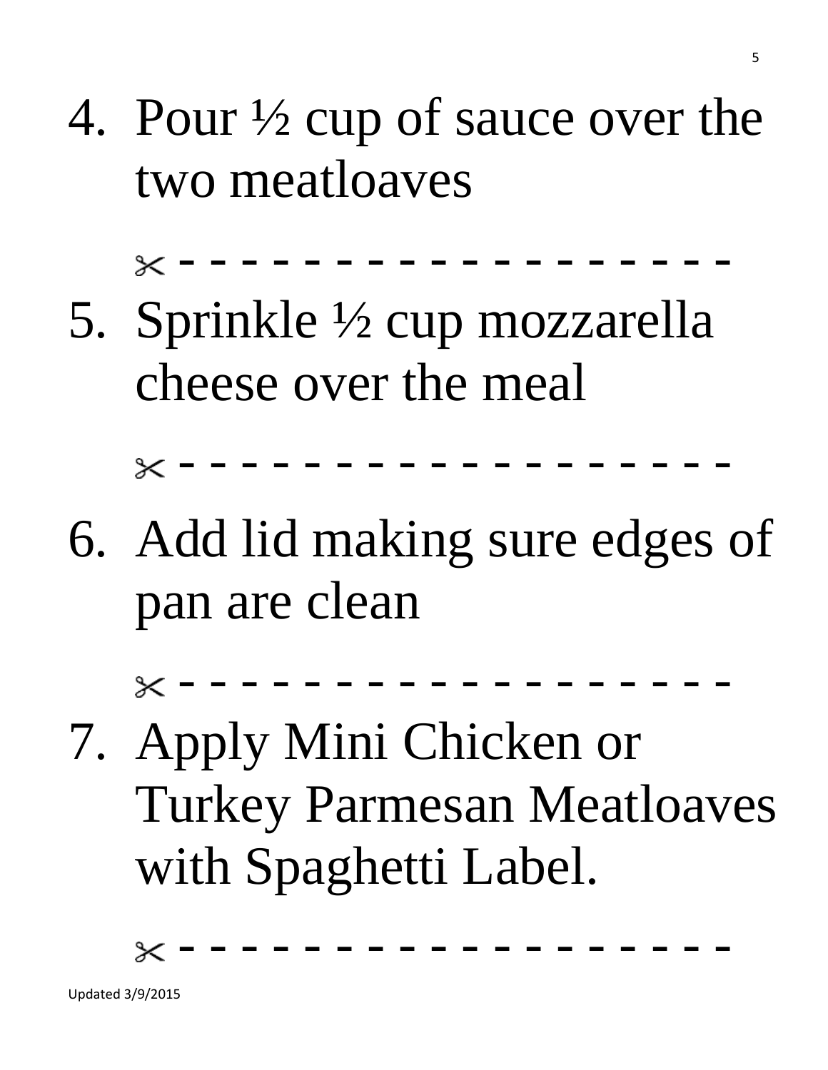4. Pour ½ cup of sauce over the two meatloaves

✂ - - - - - - - - - - - - - - - - - - -

5. Sprinkle ½ cup mozzarella cheese over the meal

✂ - - - - - - - - - - - - - - - - - - -

6. Add lid making sure edges of pan are clean

✂ - - - - - - - - - - - - - - - - - - -

7. Apply Mini Chicken or Turkey Parmesan Meatloaves with Spaghetti Label.

✂ - - - - - - - - - - - - - - - - - - -

Updated 3/9/2015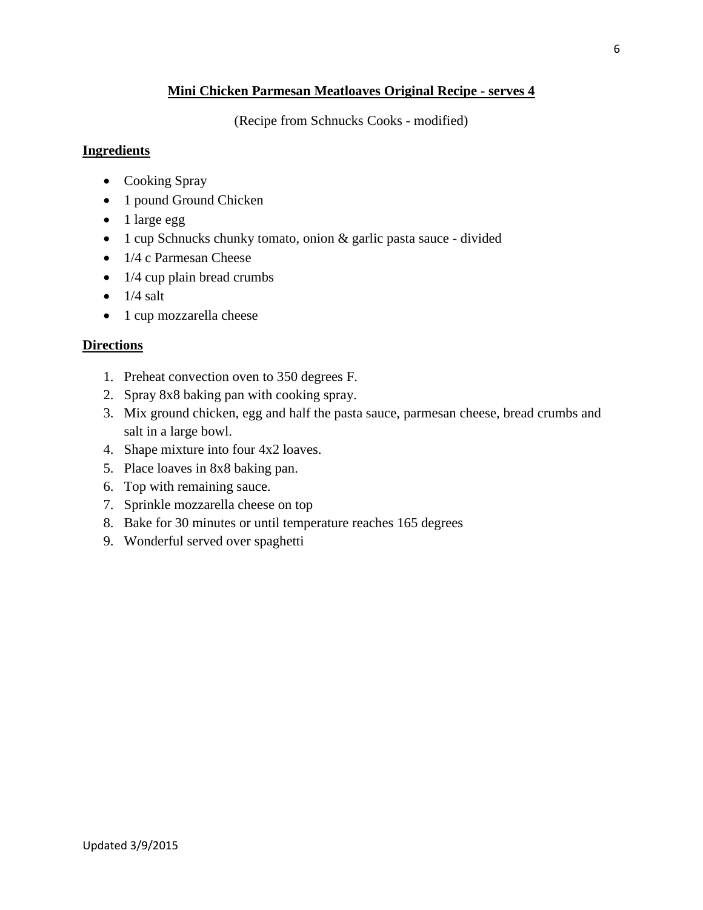**Mini Chicken Parmesan Meatloaves Original Recipe - serves 4**

(Recipe from Schnucks Cooks - modified)

**Ingredients**

- Cooking Spray
- 1 pound Ground Chicken
- 1 large egg
- 1 cup Schnucks chunky tomato, onion & garlic pasta sauce - divided
- 1/4 c Parmesan Cheese
- 1/4 cup plain bread crumbs
- 1/4 salt
- 1 cup mozzarella cheese

**Directions**

1. Preheat convection oven to 350 degrees F.
2. Spray 8x8 baking pan with cooking spray.
3. Mix ground chicken, egg and half the pasta sauce, parmesan cheese, bread crumbs and salt in a large bowl.
4. Shape mixture into four 4x2 loaves.
5. Place loaves in 8x8 baking pan.
6. Top with remaining sauce.
7. Sprinkle mozzarella cheese on top
8. Bake for 30 minutes or until temperature reaches 165 degrees
9. Wonderful served over spaghetti